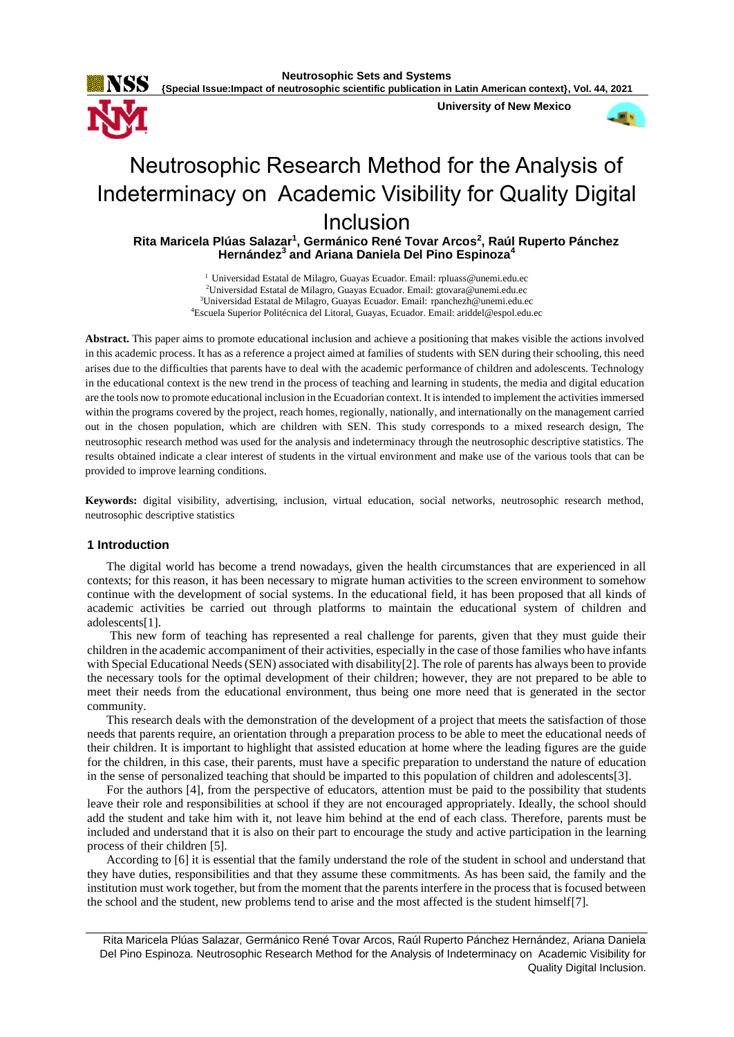# Neutrosophic Research Method for the Analysis of Indeterminacy on Academic Visibility for Quality Digital Inclusion

**Rita Maricela Plúas Salazar[1], Germánico René Tovar Arcos[2], Raúl Ruperto Pánchez Hernández[3] and Ariana Daniela Del Pino Espinoza[4]**

[1] Universidad Estatal de Milagro, Guayas Ecuador. Email: rpluass@unemi.edu.ec
[2]Universidad Estatal de Milagro, Guayas Ecuador. Email: gtovara@unemi.edu.ec
[3]Universidad Estatal de Milagro, Guayas Ecuador. Email: rpanchezh@unemi.edu.ec
[4]Escuela Superior Politécnica del Litoral, Guayas, Ecuador. Email: ariddel@espol.edu.ec

**Abstract.** This paper aims to promote educational inclusion and achieve a positioning that makes visible the actions involved in this academic process. It has as a reference a project aimed at families of students with SEN during their schooling, this need arises due to the difficulties that parents have to deal with the academic performance of children and adolescents. Technology in the educational context is the new trend in the process of teaching and learning in students, the media and digital education are the tools now to promote educational inclusion in the Ecuadorian context. It is intended to implement the activities immersed within the programs covered by the project, reach homes, regionally, nationally, and internationally on the management carried out in the chosen population, which are children with SEN. This study corresponds to a mixed research design, The neutrosophic research method was used for the analysis and indeterminacy through the neutrosophic descriptive statistics. The results obtained indicate a clear interest of students in the virtual environment and make use of the various tools that can be provided to improve learning conditions.

**Keywords:** digital visibility, advertising, inclusion, virtual education, social networks, neutrosophic research method, neutrosophic descriptive statistics

## 1 Introduction

The digital world has become a trend nowadays, given the health circumstances that are experienced in all contexts; for this reason, it has been necessary to migrate human activities to the screen environment to somehow continue with the development of social systems. In the educational field, it has been proposed that all kinds of academic activities be carried out through platforms to maintain the educational system of children and adolescents[1].

This new form of teaching has represented a real challenge for parents, given that they must guide their children in the academic accompaniment of their activities, especially in the case of those families who have infants with Special Educational Needs (SEN) associated with disability[2]. The role of parents has always been to provide the necessary tools for the optimal development of their children; however, they are not prepared to be able to meet their needs from the educational environment, thus being one more need that is generated in the sector community.

This research deals with the demonstration of the development of a project that meets the satisfaction of those needs that parents require, an orientation through a preparation process to be able to meet the educational needs of their children. It is important to highlight that assisted education at home where the leading figures are the guide for the children, in this case, their parents, must have a specific preparation to understand the nature of education in the sense of personalized teaching that should be imparted to this population of children and adolescents[3].

For the authors [4], from the perspective of educators, attention must be paid to the possibility that students leave their role and responsibilities at school if they are not encouraged appropriately. Ideally, the school should add the student and take him with it, not leave him behind at the end of each class. Therefore, parents must be included and understand that it is also on their part to encourage the study and active participation in the learning process of their children [5].

According to [6] it is essential that the family understand the role of the student in school and understand that they have duties, responsibilities and that they assume these commitments. As has been said, the family and the institution must work together, but from the moment that the parents interfere in the process that is focused between the school and the student, new problems tend to arise and the most affected is the student himself[7].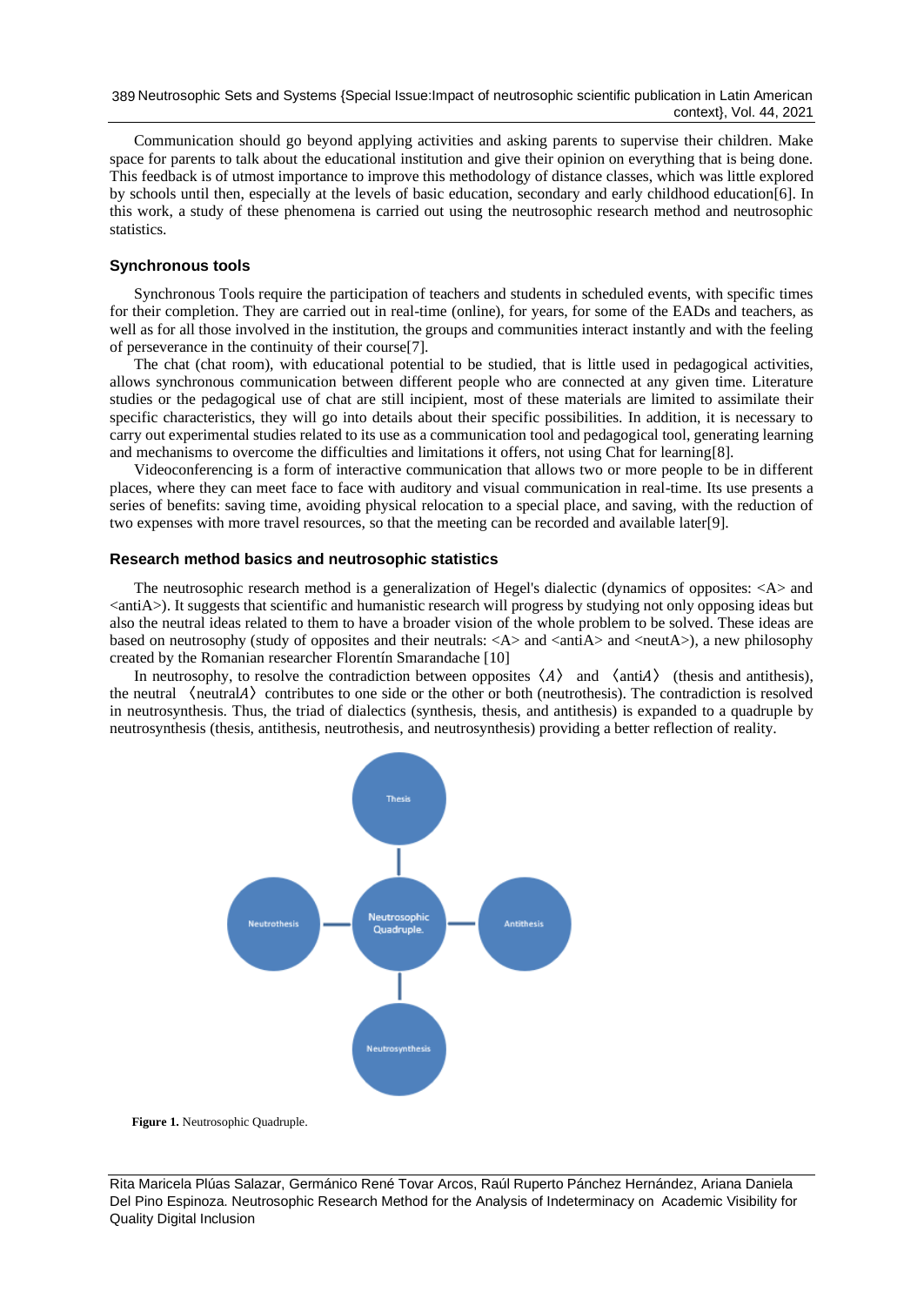Communication should go beyond applying activities and asking parents to supervise their children. Make space for parents to talk about the educational institution and give their opinion on everything that is being done. This feedback is of utmost importance to improve this methodology of distance classes, which was little explored by schools until then, especially at the levels of basic education, secondary and early childhood education[6]. In this work, a study of these phenomena is carried out using the neutrosophic research method and neutrosophic statistics.

### Synchronous tools

Synchronous Tools require the participation of teachers and students in scheduled events, with specific times for their completion. They are carried out in real-time (online), for years, for some of the EADs and teachers, as well as for all those involved in the institution, the groups and communities interact instantly and with the feeling of perseverance in the continuity of their course[7].

The chat (chat room), with educational potential to be studied, that is little used in pedagogical activities, allows synchronous communication between different people who are connected at any given time. Literature studies or the pedagogical use of chat are still incipient, most of these materials are limited to assimilate their specific characteristics, they will go into details about their specific possibilities. In addition, it is necessary to carry out experimental studies related to its use as a communication tool and pedagogical tool, generating learning and mechanisms to overcome the difficulties and limitations it offers, not using Chat for learning[8].

Videoconferencing is a form of interactive communication that allows two or more people to be in different places, where they can meet face to face with auditory and visual communication in real-time. Its use presents a series of benefits: saving time, avoiding physical relocation to a special place, and saving, with the reduction of two expenses with more travel resources, so that the meeting can be recorded and available later[9].

### Research method basics and neutrosophic statistics

The neutrosophic research method is a generalization of Hegel's dialectic (dynamics of opposites: <A> and <antiA>). It suggests that scientific and humanistic research will progress by studying not only opposing ideas but also the neutral ideas related to them to have a broader vision of the whole problem to be solved. These ideas are based on neutrosophy (study of opposites and their neutrals: <A> and <antiA> and <neutA>), a new philosophy created by the Romanian researcher Florentín Smarandache [10]

In neutrosophy, to resolve the contradiction between opposites $\langle A \rangle$ and $\langle \text{anti}A \rangle$ (thesis and antithesis), the neutral $\langle \text{neutral}A \rangle$ contributes to one side or the other or both (neutrothesis). The contradiction is resolved in neutrosynthesis. Thus, the triad of dialectics (synthesis, thesis, and antithesis) is expanded to a quadruple by neutrosynthesis (thesis, antithesis, neutrothesis, and neutrosynthesis) providing a better reflection of reality.

Thesis

Neutrothesis — Neutrosophic Quadruple. — Antithesis

Neutrosynthesis

**Figure 1.** Neutrosophic Quadruple.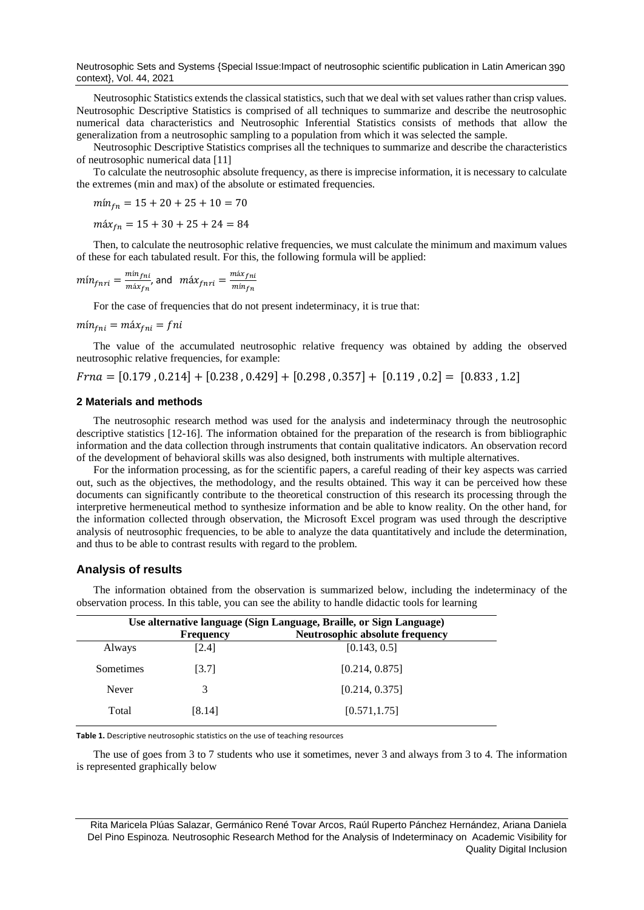Neutrosophic Statistics extends the classical statistics, such that we deal with set values rather than crisp values. Neutrosophic Descriptive Statistics is comprised of all techniques to summarize and describe the neutrosophic numerical data characteristics and Neutrosophic Inferential Statistics consists of methods that allow the generalization from a neutrosophic sampling to a population from which it was selected the sample.

Neutrosophic Descriptive Statistics comprises all the techniques to summarize and describe the characteristics of neutrosophic numerical data [11]

To calculate the neutrosophic absolute frequency, as there is imprecise information, it is necessary to calculate the extremes (min and max) of the absolute or estimated frequencies.

$$mín_{fn} = 15 + 20 + 25 + 10 = 70$$

$$máx_{fn} = 15 + 30 + 25 + 24 = 84$$

Then, to calculate the neutrosophic relative frequencies, we must calculate the minimum and maximum values of these for each tabulated result. For this, the following formula will be applied:

$mín_{fnri} = \frac{mín_{fni}}{máx_{fn}}$, and $máx_{fnri} = \frac{máx_{fni}}{mín_{fn}}$

For the case of frequencies that do not present indeterminacy, it is true that:

$$mín_{fni} = máx_{fni} = fni$$

The value of the accumulated neutrosophic relative frequency was obtained by adding the observed neutrosophic relative frequencies, for example:

$$Frna = [0.179\ , 0.214] + [0.238\ , 0.429] + [0.298\ , 0.357] + [0.119\ , 0.2] = [0.833\ , 1.2]$$

## 2 Materials and methods

The neutrosophic research method was used for the analysis and indeterminacy through the neutrosophic descriptive statistics [12-16]. The information obtained for the preparation of the research is from bibliographic information and the data collection through instruments that contain qualitative indicators. An observation record of the development of behavioral skills was also designed, both instruments with multiple alternatives.

For the information processing, as for the scientific papers, a careful reading of their key aspects was carried out, such as the objectives, the methodology, and the results obtained. This way it can be perceived how these documents can significantly contribute to the theoretical construction of this research its processing through the interpretive hermeneutical method to synthesize information and be able to know reality. On the other hand, for the information collected through observation, the Microsoft Excel program was used through the descriptive analysis of neutrosophic frequencies, to be able to analyze the data quantitatively and include the determination, and thus to be able to contrast results with regard to the problem.

## Analysis of results

The information obtained from the observation is summarized below, including the indeterminacy of the observation process. In this table, you can see the ability to handle didactic tools for learning

| Use alternative language (Sign Language, Braille, or Sign Language) | | |
|---|---|---|
| | **Frequency** | **Neutrosophic absolute frequency** |
| Always | [2.4] | [0.143, 0.5] |
| Sometimes | [3.7] | [0.214, 0.875] |
| Never | 3 | [0.214, 0.375] |
| Total | [8.14] | [0.571,1.75] |

**Table 1.** Descriptive neutrosophic statistics on the use of teaching resources

The use of goes from 3 to 7 students who use it sometimes, never 3 and always from 3 to 4. The information is represented graphically below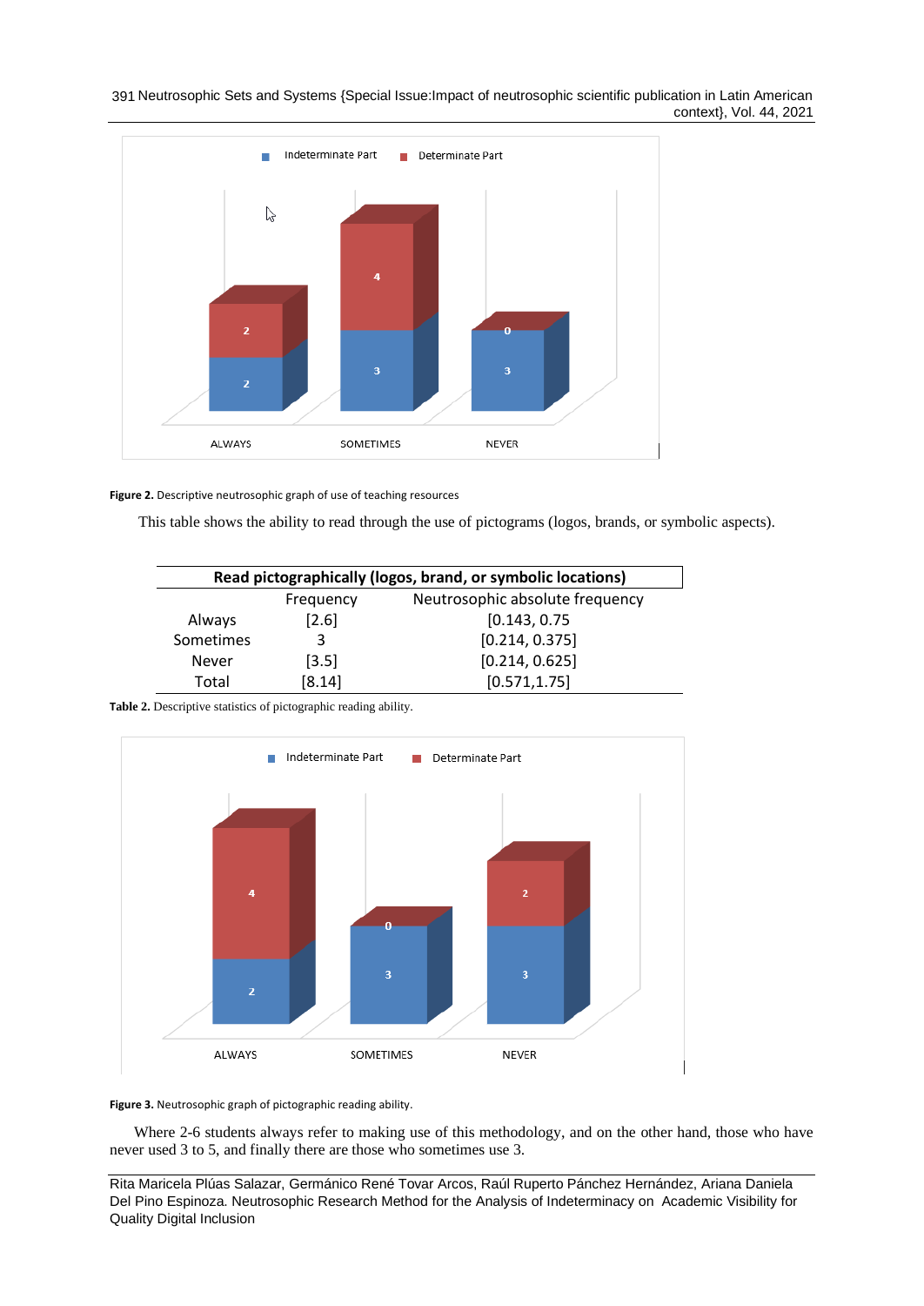Figure 2. Descriptive neutrosophic graph of use of teaching resources

This table shows the ability to read through the use of pictograms (logos, brands, or symbolic aspects).

| Read pictographically (logos, brand, or symbolic locations) | | |
|---|---|---|
| | Frequency | Neutrosophic absolute frequency |
| Always | [2.6] | [0.143, 0.75 |
| Sometimes | 3 | [0.214, 0.375] |
| Never | [3.5] | [0.214, 0.625] |
| Total | [8.14] | [0.571,1.75] |

**Table 2.** Descriptive statistics of pictographic reading ability.

**Figure 3.** Neutrosophic graph of pictographic reading ability.

Where 2-6 students always refer to making use of this methodology, and on the other hand, those who have never used 3 to 5, and finally there are those who sometimes use 3.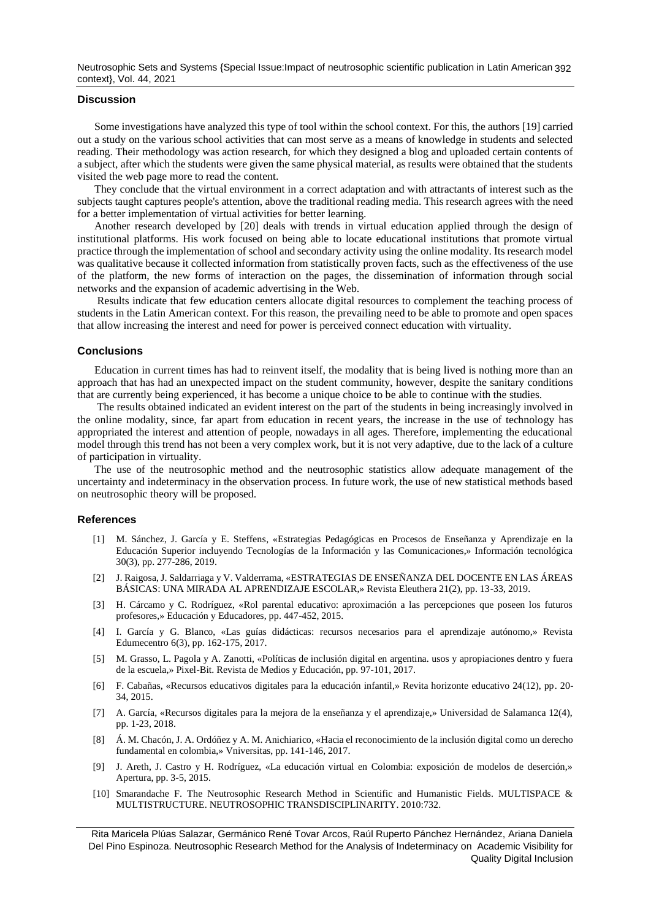## Discussion

Some investigations have analyzed this type of tool within the school context. For this, the authors [19] carried out a study on the various school activities that can most serve as a means of knowledge in students and selected reading. Their methodology was action research, for which they designed a blog and uploaded certain contents of a subject, after which the students were given the same physical material, as results were obtained that the students visited the web page more to read the content.

They conclude that the virtual environment in a correct adaptation and with attractants of interest such as the subjects taught captures people's attention, above the traditional reading media. This research agrees with the need for a better implementation of virtual activities for better learning.

Another research developed by [20] deals with trends in virtual education applied through the design of institutional platforms. His work focused on being able to locate educational institutions that promote virtual practice through the implementation of school and secondary activity using the online modality. Its research model was qualitative because it collected information from statistically proven facts, such as the effectiveness of the use of the platform, the new forms of interaction on the pages, the dissemination of information through social networks and the expansion of academic advertising in the Web.

Results indicate that few education centers allocate digital resources to complement the teaching process of students in the Latin American context. For this reason, the prevailing need to be able to promote and open spaces that allow increasing the interest and need for power is perceived connect education with virtuality.

## Conclusions

Education in current times has had to reinvent itself, the modality that is being lived is nothing more than an approach that has had an unexpected impact on the student community, however, despite the sanitary conditions that are currently being experienced, it has become a unique choice to be able to continue with the studies.

The results obtained indicated an evident interest on the part of the students in being increasingly involved in the online modality, since, far apart from education in recent years, the increase in the use of technology has appropriated the interest and attention of people, nowadays in all ages. Therefore, implementing the educational model through this trend has not been a very complex work, but it is not very adaptive, due to the lack of a culture of participation in virtuality.

The use of the neutrosophic method and the neutrosophic statistics allow adequate management of the uncertainty and indeterminacy in the observation process. In future work, the use of new statistical methods based on neutrosophic theory will be proposed.

## References

[1] M. Sánchez, J. García y E. Steffens, «Estrategias Pedagógicas en Procesos de Enseñanza y Aprendizaje en la Educación Superior incluyendo Tecnologías de la Información y las Comunicaciones,» Información tecnológica 30(3), pp. 277-286, 2019.

[2] J. Raigosa, J. Saldarriaga y V. Valderrama, «ESTRATEGIAS DE ENSEÑANZA DEL DOCENTE EN LAS ÁREAS BÁSICAS: UNA MIRADA AL APRENDIZAJE ESCOLAR,» Revista Eleuthera 21(2), pp. 13-33, 2019.

[3] H. Cárcamo y C. Rodríguez, «Rol parental educativo: aproximación a las percepciones que poseen los futuros profesores,» Educación y Educadores, pp. 447-452, 2015.

[4] I. García y G. Blanco, «Las guías didácticas: recursos necesarios para el aprendizaje autónomo,» Revista Edumecentro 6(3), pp. 162-175, 2017.

[5] M. Grasso, L. Pagola y A. Zanotti, «Políticas de inclusión digital en argentina. usos y apropiaciones dentro y fuera de la escuela,» Pixel-Bit. Revista de Medios y Educación, pp. 97-101, 2017.

[6] F. Cabañas, «Recursos educativos digitales para la educación infantil,» Revita horizonte educativo 24(12), pp. 20-34, 2015.

[7] A. García, «Recursos digitales para la mejora de la enseñanza y el aprendizaje,» Universidad de Salamanca 12(4), pp. 1-23, 2018.

[8] Á. M. Chacón, J. A. Ordóñez y A. M. Anichiarico, «Hacia el reconocimiento de la inclusión digital como un derecho fundamental en colombia,» Vniversitas, pp. 141-146, 2017.

[9] J. Areth, J. Castro y H. Rodríguez, «La educación virtual en Colombia: exposición de modelos de deserción,» Apertura, pp. 3-5, 2015.

[10] Smarandache F. The Neutrosophic Research Method in Scientific and Humanistic Fields. MULTISPACE & MULTISTRUCTURE. NEUTROSOPHIC TRANSDISCIPLINARITY. 2010:732.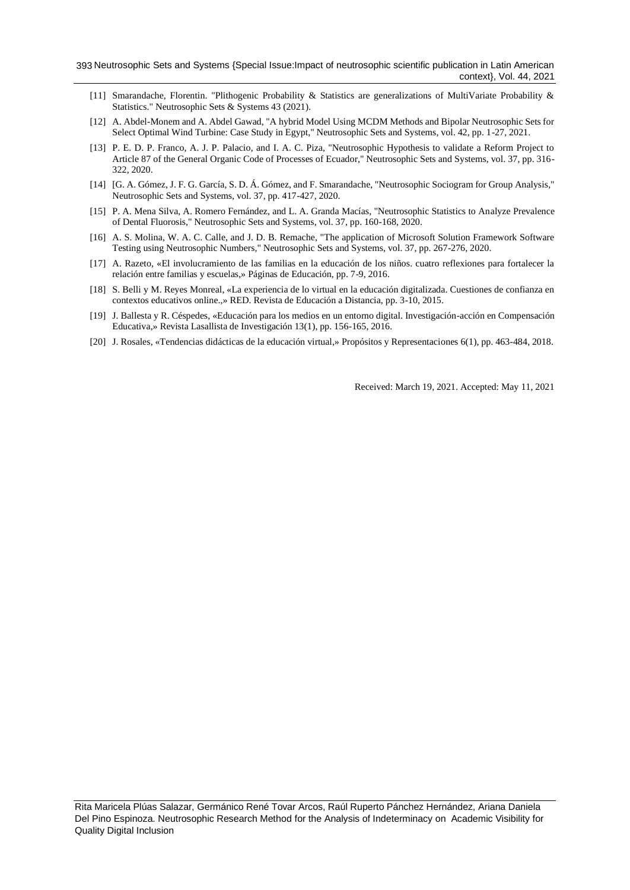[11] Smarandache, Florentin. "Plithogenic Probability & Statistics are generalizations of MultiVariate Probability & Statistics." Neutrosophic Sets & Systems 43 (2021).

[12] A. Abdel-Monem and A. Abdel Gawad, "A hybrid Model Using MCDM Methods and Bipolar Neutrosophic Sets for Select Optimal Wind Turbine: Case Study in Egypt," Neutrosophic Sets and Systems, vol. 42, pp. 1-27, 2021.

[13] P. E. D. P. Franco, A. J. P. Palacio, and I. A. C. Piza, "Neutrosophic Hypothesis to validate a Reform Project to Article 87 of the General Organic Code of Processes of Ecuador," Neutrosophic Sets and Systems, vol. 37, pp. 316-322, 2020.

[14] [G. A. Gómez, J. F. G. García, S. D. Á. Gómez, and F. Smarandache, "Neutrosophic Sociogram for Group Analysis," Neutrosophic Sets and Systems, vol. 37, pp. 417-427, 2020.

[15] P. A. Mena Silva, A. Romero Fernández, and L. A. Granda Macías, "Neutrosophic Statistics to Analyze Prevalence of Dental Fluorosis," Neutrosophic Sets and Systems, vol. 37, pp. 160-168, 2020.

[16] A. S. Molina, W. A. C. Calle, and J. D. B. Remache, "The application of Microsoft Solution Framework Software Testing using Neutrosophic Numbers," Neutrosophic Sets and Systems, vol. 37, pp. 267-276, 2020.

[17] A. Razeto, «El involucramiento de las familias en la educación de los niños. cuatro reflexiones para fortalecer la relación entre familias y escuelas,» Páginas de Educación, pp. 7-9, 2016.

[18] S. Belli y M. Reyes Monreal, «La experiencia de lo virtual en la educación digitalizada. Cuestiones de confianza en contextos educativos online.,» RED. Revista de Educación a Distancia, pp. 3-10, 2015.

[19] J. Ballesta y R. Céspedes, «Educación para los medios en un entorno digital. Investigación-acción en Compensación Educativa,» Revista Lasallista de Investigación 13(1), pp. 156-165, 2016.

[20] J. Rosales, «Tendencias didácticas de la educación virtual,» Propósitos y Representaciones 6(1), pp. 463-484, 2018.

Received: March 19, 2021. Accepted: May 11, 2021